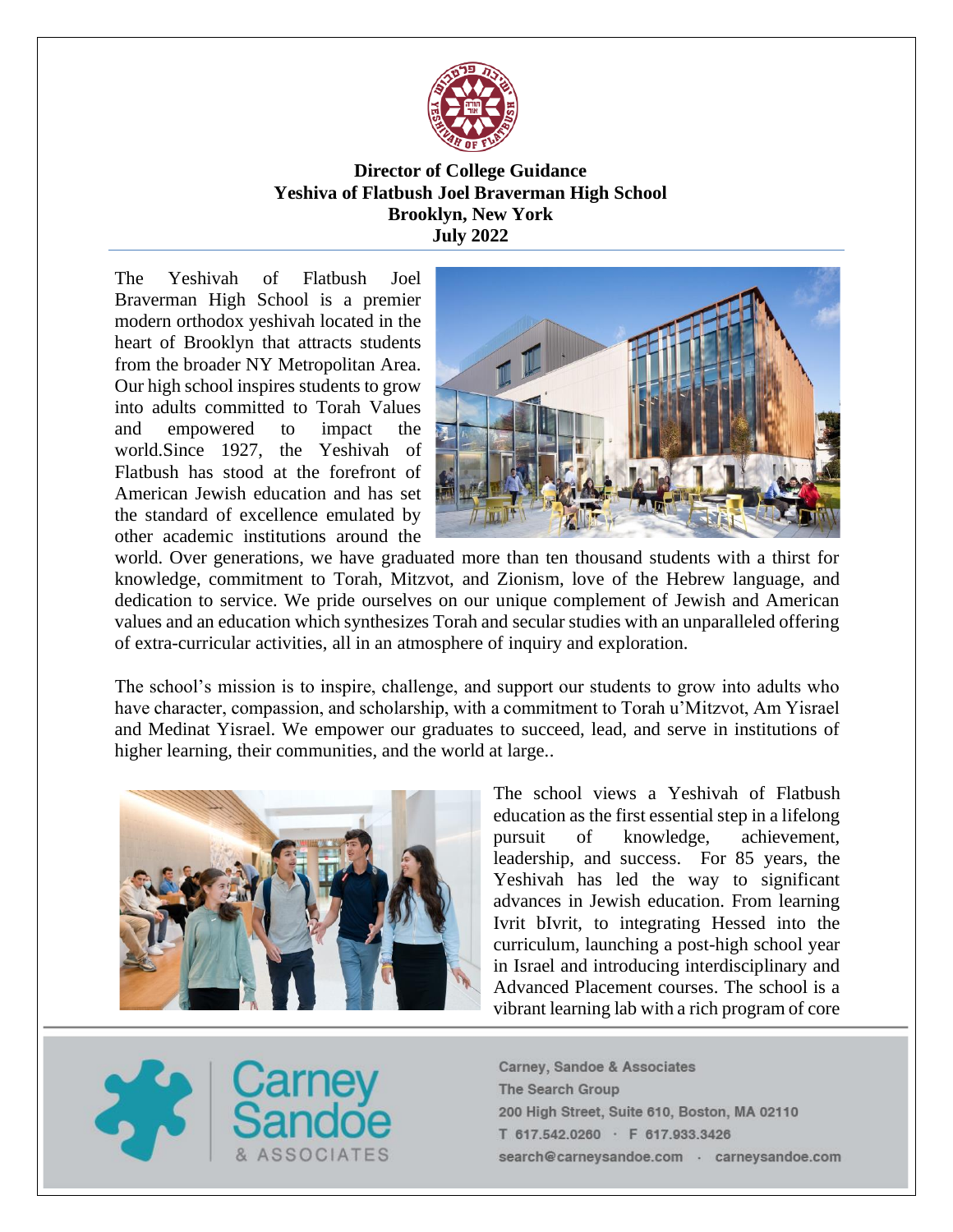**Director of College Guidance**
**Yeshiva of Flatbush Joel Braverman High School**
**Brooklyn, New York**
**July 2022**

The Yeshivah of Flatbush Joel Braverman High School is a premier modern orthodox yeshivah located in the heart of Brooklyn that attracts students from the broader NY Metropolitan Area. Our high school inspires students to grow into adults committed to Torah Values and empowered to impact the world.Since 1927, the Yeshivah of Flatbush has stood at the forefront of American Jewish education and has set the standard of excellence emulated by other academic institutions around the world. Over generations, we have graduated more than ten thousand students with a thirst for knowledge, commitment to Torah, Mitzvot, and Zionism, love of the Hebrew language, and dedication to service. We pride ourselves on our unique complement of Jewish and American values and an education which synthesizes Torah and secular studies with an unparalleled offering of extra-curricular activities, all in an atmosphere of inquiry and exploration.

The school's mission is to inspire, challenge, and support our students to grow into adults who have character, compassion, and scholarship, with a commitment to Torah u'Mitzvot, Am Yisrael and Medinat Yisrael. We empower our graduates to succeed, lead, and serve in institutions of higher learning, their communities, and the world at large..

The school views a Yeshivah of Flatbush education as the first essential step in a lifelong pursuit of knowledge, achievement, leadership, and success. For 85 years, the Yeshivah has led the way to significant advances in Jewish education. From learning Ivrit bIvrit, to integrating Hessed into the curriculum, launching a post-high school year in Israel and introducing interdisciplinary and Advanced Placement courses. The school is a vibrant learning lab with a rich program of core

Carney, Sandoe & Associates
The Search Group
200 High Street, Suite 610, Boston, MA 02110
T 617.542.0260 · F 617.933.3426
search@carneysandoe.com · carneysandoe.com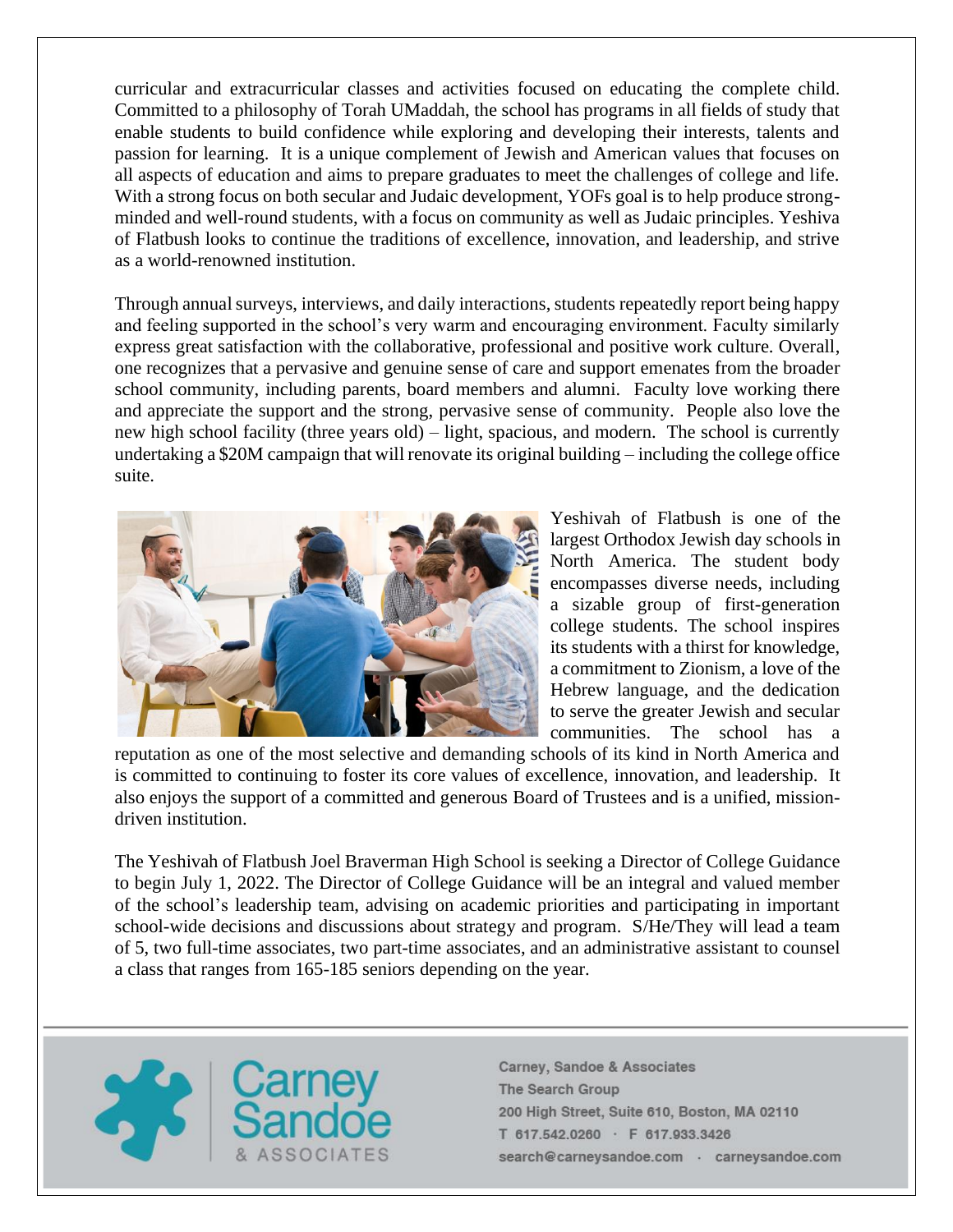curricular and extracurricular classes and activities focused on educating the complete child. Committed to a philosophy of Torah UMaddah, the school has programs in all fields of study that enable students to build confidence while exploring and developing their interests, talents and passion for learning. It is a unique complement of Jewish and American values that focuses on all aspects of education and aims to prepare graduates to meet the challenges of college and life. With a strong focus on both secular and Judaic development, YOFs goal is to help produce strong-minded and well-round students, with a focus on community as well as Judaic principles. Yeshiva of Flatbush looks to continue the traditions of excellence, innovation, and leadership, and strive as a world-renowned institution.

Through annual surveys, interviews, and daily interactions, students repeatedly report being happy and feeling supported in the school's very warm and encouraging environment. Faculty similarly express great satisfaction with the collaborative, professional and positive work culture. Overall, one recognizes that a pervasive and genuine sense of care and support emenates from the broader school community, including parents, board members and alumni. Faculty love working there and appreciate the support and the strong, pervasive sense of community. People also love the new high school facility (three years old) – light, spacious, and modern. The school is currently undertaking a $20M campaign that will renovate its original building – including the college office suite.

Yeshivah of Flatbush is one of the largest Orthodox Jewish day schools in North America. The student body encompasses diverse needs, including a sizable group of first-generation college students. The school inspires its students with a thirst for knowledge, a commitment to Zionism, a love of the Hebrew language, and the dedication to serve the greater Jewish and secular communities. The school has a reputation as one of the most selective and demanding schools of its kind in North America and is committed to continuing to foster its core values of excellence, innovation, and leadership. It also enjoys the support of a committed and generous Board of Trustees and is a unified, mission-driven institution.

The Yeshivah of Flatbush Joel Braverman High School is seeking a Director of College Guidance to begin July 1, 2022. The Director of College Guidance will be an integral and valued member of the school's leadership team, advising on academic priorities and participating in important school-wide decisions and discussions about strategy and program. S/He/They will lead a team of 5, two full-time associates, two part-time associates, and an administrative assistant to counsel a class that ranges from 165-185 seniors depending on the year.

Carney, Sandoe & Associates
The Search Group
200 High Street, Suite 610, Boston, MA 02110
T 617.542.0260 · F 617.933.3426
search@carneysandoe.com · carneysandoe.com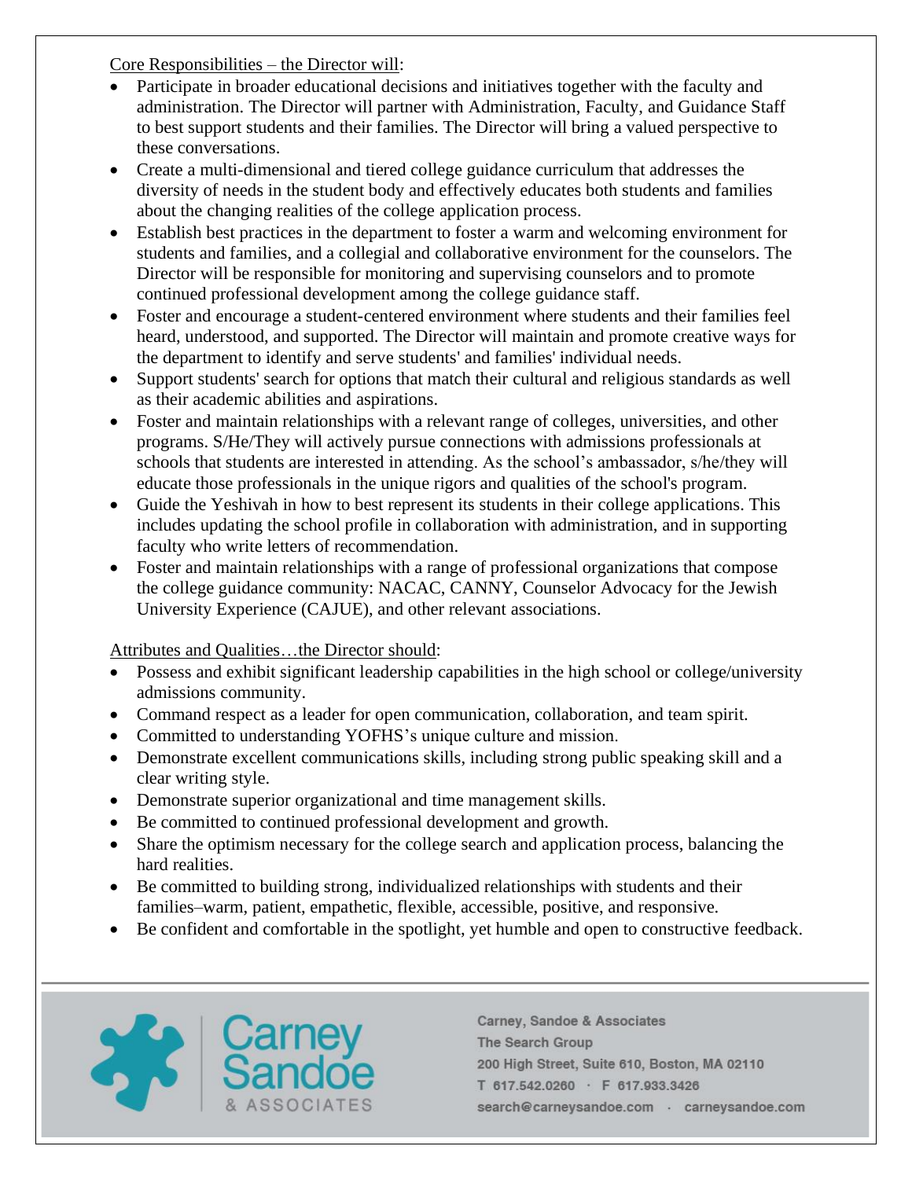Core Responsibilities – the Director will:

- Participate in broader educational decisions and initiatives together with the faculty and administration. The Director will partner with Administration, Faculty, and Guidance Staff to best support students and their families. The Director will bring a valued perspective to these conversations.
- Create a multi-dimensional and tiered college guidance curriculum that addresses the diversity of needs in the student body and effectively educates both students and families about the changing realities of the college application process.
- Establish best practices in the department to foster a warm and welcoming environment for students and families, and a collegial and collaborative environment for the counselors. The Director will be responsible for monitoring and supervising counselors and to promote continued professional development among the college guidance staff.
- Foster and encourage a student-centered environment where students and their families feel heard, understood, and supported. The Director will maintain and promote creative ways for the department to identify and serve students' and families' individual needs.
- Support students' search for options that match their cultural and religious standards as well as their academic abilities and aspirations.
- Foster and maintain relationships with a relevant range of colleges, universities, and other programs. S/He/They will actively pursue connections with admissions professionals at schools that students are interested in attending. As the school's ambassador, s/he/they will educate those professionals in the unique rigors and qualities of the school's program.
- Guide the Yeshivah in how to best represent its students in their college applications. This includes updating the school profile in collaboration with administration, and in supporting faculty who write letters of recommendation.
- Foster and maintain relationships with a range of professional organizations that compose the college guidance community: NACAC, CANNY, Counselor Advocacy for the Jewish University Experience (CAJUE), and other relevant associations.

Attributes and Qualities…the Director should:

- Possess and exhibit significant leadership capabilities in the high school or college/university admissions community.
- Command respect as a leader for open communication, collaboration, and team spirit.
- Committed to understanding YOFHS's unique culture and mission.
- Demonstrate excellent communications skills, including strong public speaking skill and a clear writing style.
- Demonstrate superior organizational and time management skills.
- Be committed to continued professional development and growth.
- Share the optimism necessary for the college search and application process, balancing the hard realities.
- Be committed to building strong, individualized relationships with students and their families–warm, patient, empathetic, flexible, accessible, positive, and responsive.
- Be confident and comfortable in the spotlight, yet humble and open to constructive feedback.

Carney Sandoe & ASSOCIATES

Carney, Sandoe & Associates
The Search Group
200 High Street, Suite 610, Boston, MA 02110
T 617.542.0260 · F 617.933.3426
search@carneysandoe.com · carneysandoe.com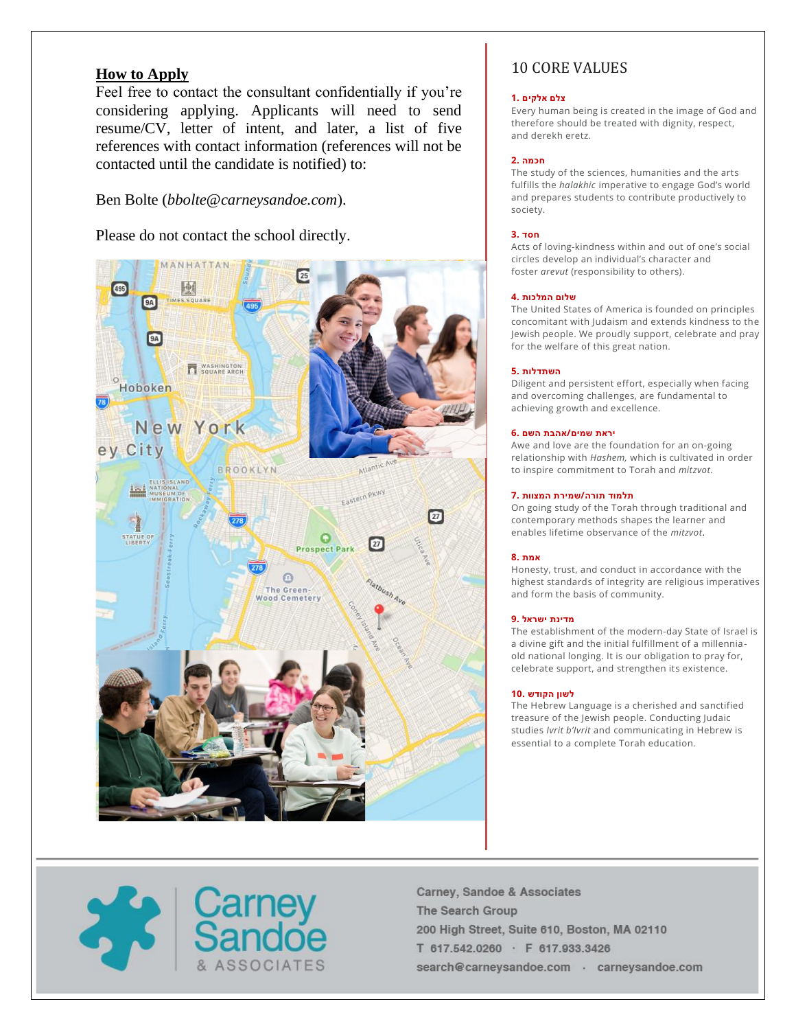## How to Apply

Feel free to contact the consultant confidentially if you're considering applying. Applicants will need to send resume/CV, letter of intent, and later, a list of five references with contact information (references will not be contacted until the candidate is notified) to:

Ben Bolte (*bbolte@carneysandoe.com*).

Please do not contact the school directly.

## 10 CORE VALUES

**1. צלם אלקים**

Every human being is created in the image of God and therefore should be treated with dignity, respect, and derekh eretz.

**2. חכמה**

The study of the sciences, humanities and the arts fulfills the *halakhic* imperative to engage God's world and prepares students to contribute productively to society.

**3. חסד**

Acts of loving-kindness within and out of one's social circles develop an individual's character and foster *arevut* (responsibility to others).

**4. שלום המלכות**

The United States of America is founded on principles concomitant with Judaism and extends kindness to the Jewish people. We proudly support, celebrate and pray for the welfare of this great nation.

**5. השתדלות**

Diligent and persistent effort, especially when facing and overcoming challenges, are fundamental to achieving growth and excellence.

**6. יראת שמים/אהבת השם**

Awe and love are the foundation for an on-going relationship with *Hashem*, which is cultivated in order to inspire commitment to Torah and *mitzvot*.

**7. תלמוד תורה/שמירת המצוות**

On going study of the Torah through traditional and contemporary methods shapes the learner and enables lifetime observance of the *mitzvot*.

**8. אמת**

Honesty, trust, and conduct in accordance with the highest standards of integrity are religious imperatives and form the basis of community.

**9. מדינת ישראל**

The establishment of the modern-day State of Israel is a divine gift and the initial fulfillment of a millennia-old national longing. It is our obligation to pray for, celebrate support, and strengthen its existence.

**10. לשון הקודש**

The Hebrew Language is a cherished and sanctified treasure of the Jewish people. Conducting Judaic studies *Ivrit b'Ivrit* and communicating in Hebrew is essential to a complete Torah education.

Carney Sandoe & ASSOCIATES

Carney, Sandoe & Associates
The Search Group
200 High Street, Suite 610, Boston, MA 02110
T 617.542.0260 · F 617.933.3426
search@carneysandoe.com · carneysandoe.com